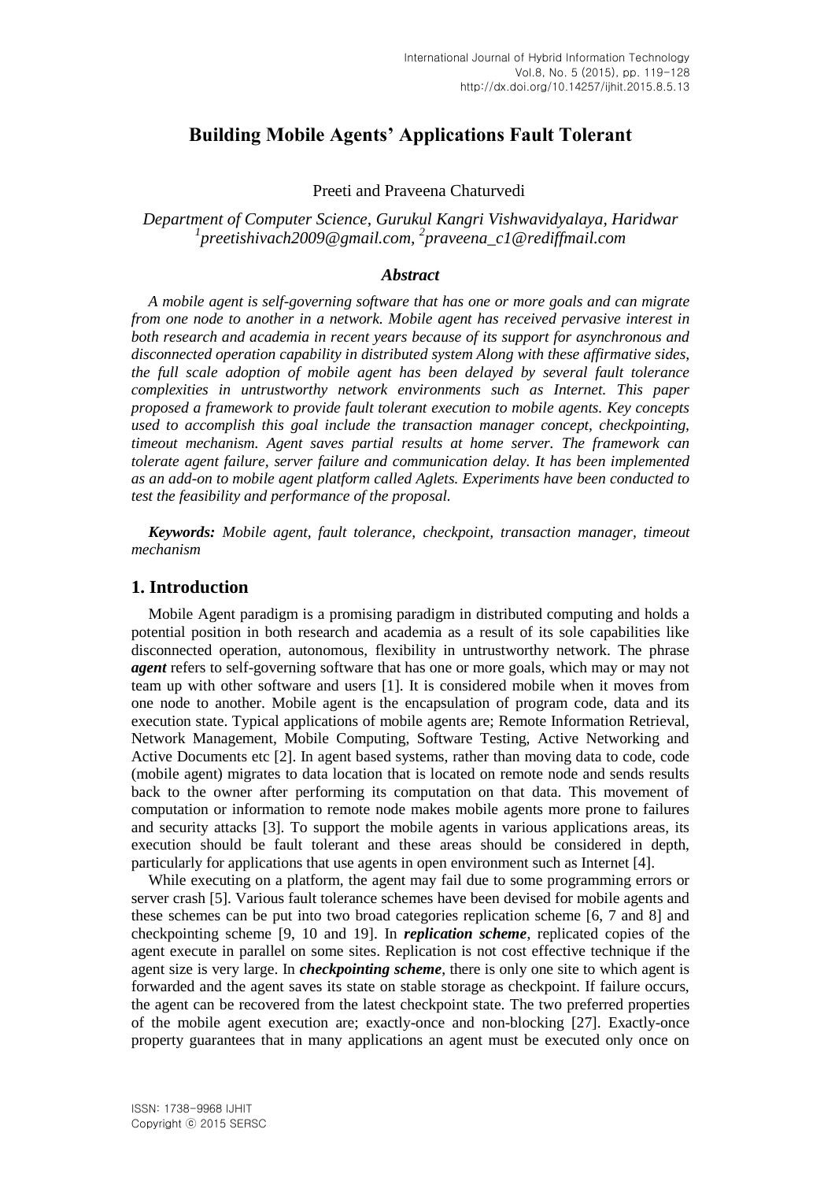# Building Mobile Agents' Applications Fault Tolerant

Preeti and Praveena Chaturvedi

*Department of Computer Science, Gurukul Kangri Vishwavidyalaya, Haridwar*
*[1]preetishivach2009@gmail.com, [2]praveena_c1@rediffmail.com*

### *Abstract*

*A mobile agent is self-governing software that has one or more goals and can migrate from one node to another in a network. Mobile agent has received pervasive interest in both research and academia in recent years because of its support for asynchronous and disconnected operation capability in distributed system Along with these affirmative sides, the full scale adoption of mobile agent has been delayed by several fault tolerance complexities in untrustworthy network environments such as Internet. This paper proposed a framework to provide fault tolerant execution to mobile agents. Key concepts used to accomplish this goal include the transaction manager concept, checkpointing, timeout mechanism. Agent saves partial results at home server. The framework can tolerate agent failure, server failure and communication delay. It has been implemented as an add-on to mobile agent platform called Aglets. Experiments have been conducted to test the feasibility and performance of the proposal.*

***Keywords:*** *Mobile agent, fault tolerance, checkpoint, transaction manager, timeout mechanism*

## 1. Introduction

Mobile Agent paradigm is a promising paradigm in distributed computing and holds a potential position in both research and academia as a result of its sole capabilities like disconnected operation, autonomous, flexibility in untrustworthy network. The phrase ***agent*** refers to self-governing software that has one or more goals, which may or may not team up with other software and users [1]. It is considered mobile when it moves from one node to another. Mobile agent is the encapsulation of program code, data and its execution state. Typical applications of mobile agents are; Remote Information Retrieval, Network Management, Mobile Computing, Software Testing, Active Networking and Active Documents etc [2]. In agent based systems, rather than moving data to code, code (mobile agent) migrates to data location that is located on remote node and sends results back to the owner after performing its computation on that data. This movement of computation or information to remote node makes mobile agents more prone to failures and security attacks [3]. To support the mobile agents in various applications areas, its execution should be fault tolerant and these areas should be considered in depth, particularly for applications that use agents in open environment such as Internet [4].

While executing on a platform, the agent may fail due to some programming errors or server crash [5]. Various fault tolerance schemes have been devised for mobile agents and these schemes can be put into two broad categories replication scheme [6, 7 and 8] and checkpointing scheme [9, 10 and 19]. In ***replication scheme***, replicated copies of the agent execute in parallel on some sites. Replication is not cost effective technique if the agent size is very large. In ***checkpointing scheme***, there is only one site to which agent is forwarded and the agent saves its state on stable storage as checkpoint. If failure occurs, the agent can be recovered from the latest checkpoint state. The two preferred properties of the mobile agent execution are; exactly-once and non-blocking [27]. Exactly-once property guarantees that in many applications an agent must be executed only once on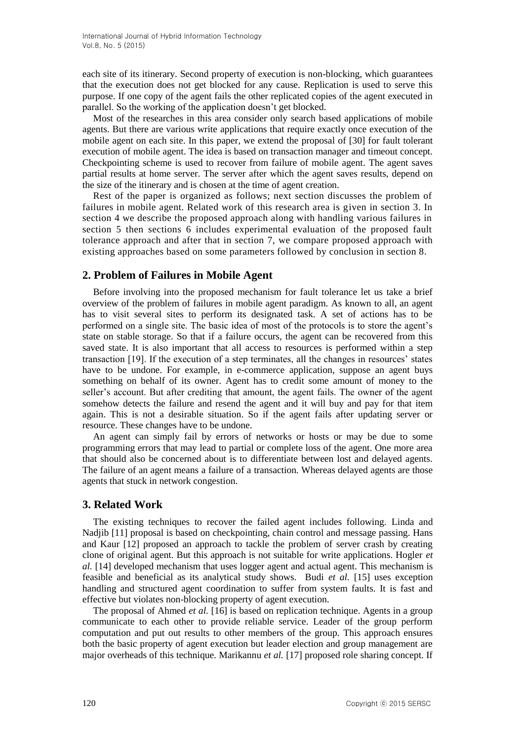each site of its itinerary. Second property of execution is non-blocking, which guarantees that the execution does not get blocked for any cause. Replication is used to serve this purpose. If one copy of the agent fails the other replicated copies of the agent executed in parallel. So the working of the application doesn't get blocked.

Most of the researches in this area consider only search based applications of mobile agents. But there are various write applications that require exactly once execution of the mobile agent on each site. In this paper, we extend the proposal of [30] for fault tolerant execution of mobile agent. The idea is based on transaction manager and timeout concept. Checkpointing scheme is used to recover from failure of mobile agent. The agent saves partial results at home server. The server after which the agent saves results, depend on the size of the itinerary and is chosen at the time of agent creation.

Rest of the paper is organized as follows; next section discusses the problem of failures in mobile agent. Related work of this research area is given in section 3. In section 4 we describe the proposed approach along with handling various failures in section 5 then sections 6 includes experimental evaluation of the proposed fault tolerance approach and after that in section 7, we compare proposed approach with existing approaches based on some parameters followed by conclusion in section 8.

## 2. Problem of Failures in Mobile Agent

Before involving into the proposed mechanism for fault tolerance let us take a brief overview of the problem of failures in mobile agent paradigm. As known to all, an agent has to visit several sites to perform its designated task. A set of actions has to be performed on a single site. The basic idea of most of the protocols is to store the agent's state on stable storage. So that if a failure occurs, the agent can be recovered from this saved state. It is also important that all access to resources is performed within a step transaction [19]. If the execution of a step terminates, all the changes in resources' states have to be undone. For example, in e-commerce application, suppose an agent buys something on behalf of its owner. Agent has to credit some amount of money to the seller's account. But after crediting that amount, the agent fails. The owner of the agent somehow detects the failure and resend the agent and it will buy and pay for that item again. This is not a desirable situation. So if the agent fails after updating server or resource. These changes have to be undone.

An agent can simply fail by errors of networks or hosts or may be due to some programming errors that may lead to partial or complete loss of the agent. One more area that should also be concerned about is to differentiate between lost and delayed agents. The failure of an agent means a failure of a transaction. Whereas delayed agents are those agents that stuck in network congestion.

## 3. Related Work

The existing techniques to recover the failed agent includes following. Linda and Nadjib [11] proposal is based on checkpointing, chain control and message passing. Hans and Kaur [12] proposed an approach to tackle the problem of server crash by creating clone of original agent. But this approach is not suitable for write applications. Hogler *et al.* [14] developed mechanism that uses logger agent and actual agent. This mechanism is feasible and beneficial as its analytical study shows. Budi *et al.* [15] uses exception handling and structured agent coordination to suffer from system faults. It is fast and effective but violates non-blocking property of agent execution.

The proposal of Ahmed *et al.* [16] is based on replication technique. Agents in a group communicate to each other to provide reliable service. Leader of the group perform computation and put out results to other members of the group. This approach ensures both the basic property of agent execution but leader election and group management are major overheads of this technique. Marikannu *et al.* [17] proposed role sharing concept. If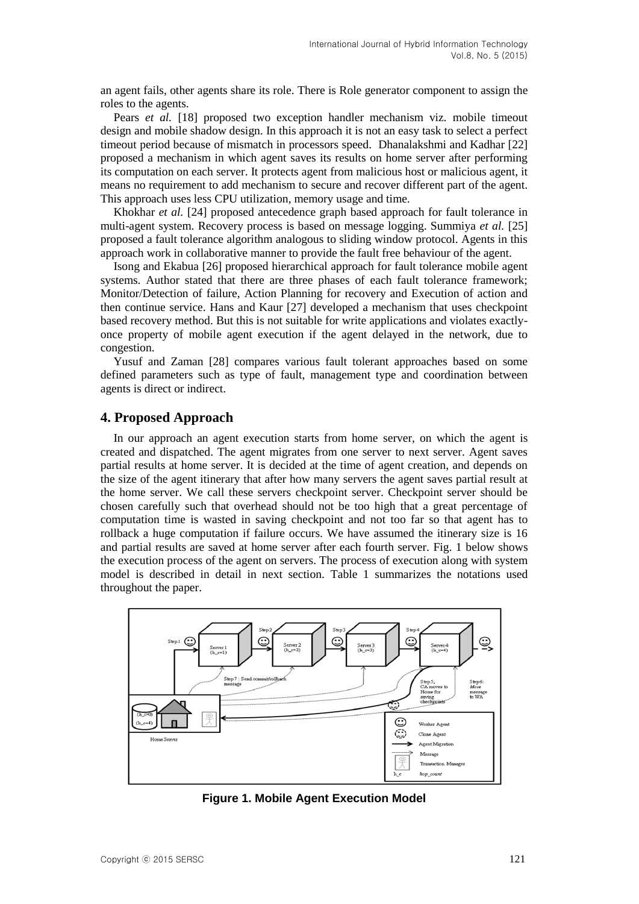an agent fails, other agents share its role. There is Role generator component to assign the roles to the agents.

Pears *et al.* [18] proposed two exception handler mechanism viz. mobile timeout design and mobile shadow design. In this approach it is not an easy task to select a perfect timeout period because of mismatch in processors speed. Dhanalakshmi and Kadhar [22] proposed a mechanism in which agent saves its results on home server after performing its computation on each server. It protects agent from malicious host or malicious agent, it means no requirement to add mechanism to secure and recover different part of the agent. This approach uses less CPU utilization, memory usage and time.

Khokhar *et al.* [24] proposed antecedence graph based approach for fault tolerance in multi-agent system. Recovery process is based on message logging. Summiya *et al.* [25] proposed a fault tolerance algorithm analogous to sliding window protocol. Agents in this approach work in collaborative manner to provide the fault free behaviour of the agent.

Isong and Ekabua [26] proposed hierarchical approach for fault tolerance mobile agent systems. Author stated that there are three phases of each fault tolerance framework; Monitor/Detection of failure, Action Planning for recovery and Execution of action and then continue service. Hans and Kaur [27] developed a mechanism that uses checkpoint based recovery method. But this is not suitable for write applications and violates exactly-once property of mobile agent execution if the agent delayed in the network, due to congestion.

Yusuf and Zaman [28] compares various fault tolerant approaches based on some defined parameters such as type of fault, management type and coordination between agents is direct or indirect.

## 4. Proposed Approach

In our approach an agent execution starts from home server, on which the agent is created and dispatched. The agent migrates from one server to next server. Agent saves partial results at home server. It is decided at the time of agent creation, and depends on the size of the agent itinerary that after how many servers the agent saves partial result at the home server. We call these servers checkpoint server. Checkpoint server should be chosen carefully such that overhead should not be too high that a great percentage of computation time is wasted in saving checkpoint and not too far so that agent has to rollback a huge computation if failure occurs. We have assumed the itinerary size is 16 and partial results are saved at home server after each fourth server. Fig. 1 below shows the execution process of the agent on servers. The process of execution along with system model is described in detail in next section. Table 1 summarizes the notations used throughout the paper.

**Figure 1. Mobile Agent Execution Model**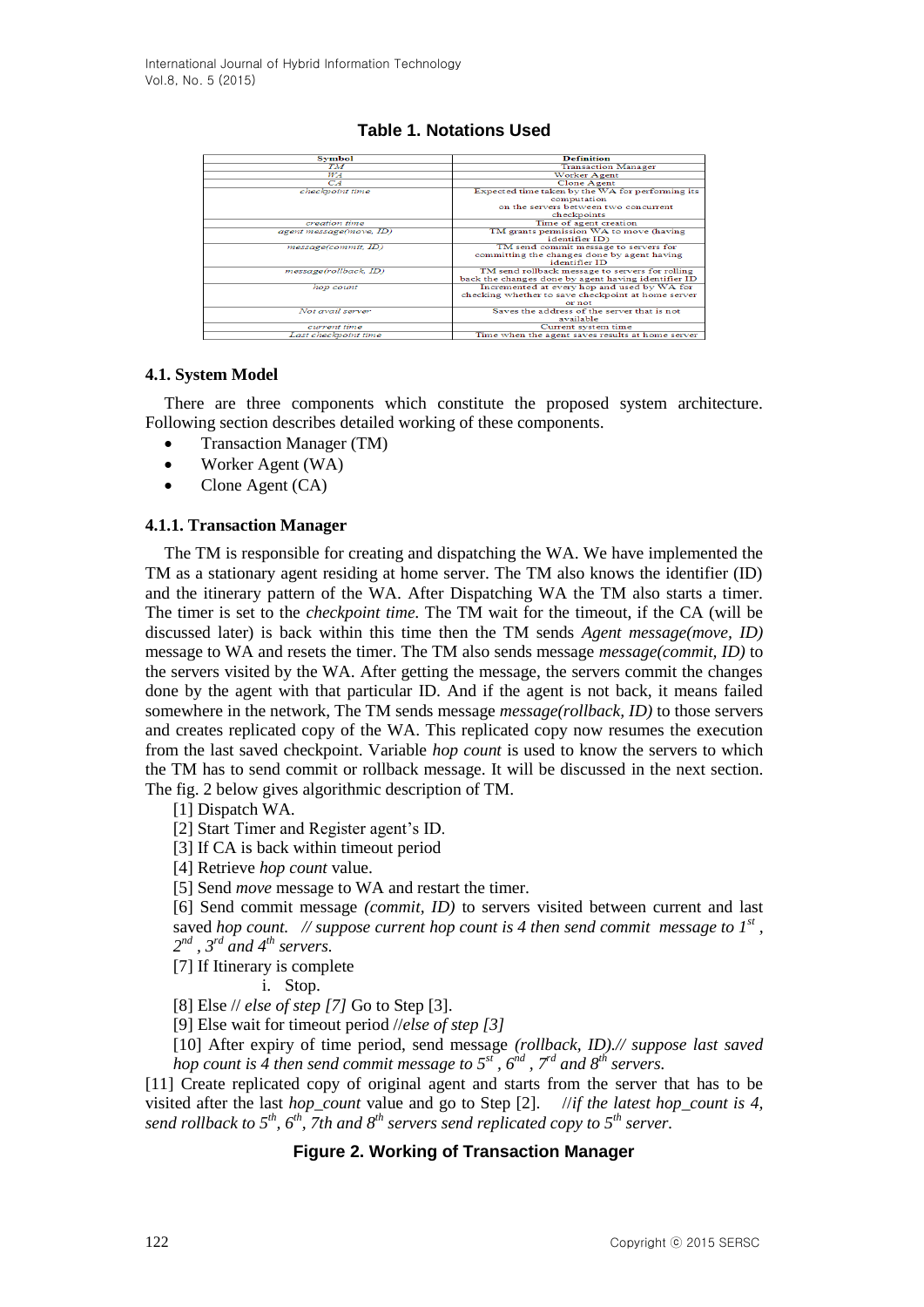**Table 1. Notations Used**

| Symbol | Definition |
|---|---|
| *TM* | Transaction Manager |
| *WA* | Worker Agent |
| *CA* | Clone Agent |
| *checkpoint time* | Expected time taken by the WA for performing its computation on the servers between two concurrent checkpoints |
| *creation time* | Time of agent creation |
| *agent message(move, ID)* | TM grants permission WA to move (having identifier ID) |
| *message(commit, ID)* | TM send commit message to servers for committing the changes done by agent having identifier ID |
| *message(rollback, ID)* | TM send rollback message to servers for rolling back the changes done by agent having identifier ID |
| *hop count* | Incremented at every hop and used by WA for checking whether to save checkpoint at home server or not |
| *Not avail server* | Saves the address of the server that is not available |
| *current time* | Current system time |
| *Last checkpoint time* | Time when the agent saves results at home server |

### 4.1. System Model

There are three components which constitute the proposed system architecture. Following section describes detailed working of these components.

- Transaction Manager (TM)
- Worker Agent (WA)
- Clone Agent (CA)

#### 4.1.1. Transaction Manager

The TM is responsible for creating and dispatching the WA. We have implemented the TM as a stationary agent residing at home server. The TM also knows the identifier (ID) and the itinerary pattern of the WA. After Dispatching WA the TM also starts a timer. The timer is set to the *checkpoint time.* The TM wait for the timeout, if the CA (will be discussed later) is back within this time then the TM sends *Agent message(move, ID)* message to WA and resets the timer. The TM also sends message *message(commit, ID)* to the servers visited by the WA. After getting the message, the servers commit the changes done by the agent with that particular ID. And if the agent is not back, it means failed somewhere in the network, The TM sends message *message(rollback, ID)* to those servers and creates replicated copy of the WA. This replicated copy now resumes the execution from the last saved checkpoint. Variable *hop count* is used to know the servers to which the TM has to send commit or rollback message. It will be discussed in the next section. The fig. 2 below gives algorithmic description of TM.

[1] Dispatch WA.

[2] Start Timer and Register agent's ID.

[3] If CA is back within timeout period

[4] Retrieve *hop count* value.

[5] Send *move* message to WA and restart the timer.

[6] Send commit message *(commit, ID)* to servers visited between current and last saved *hop count. // suppose current hop count is 4 then send commit message to 1^st^ , 2^nd^ , 3^rd^ and 4^th^ servers.*

[7] If Itinerary is complete

i. Stop.

[8] Else // *else of step [7]* Go to Step [3].

[9] Else wait for timeout period //*else of step [3]*

[10] After expiry of time period, send message *(rollback, ID).// suppose last saved hop count is 4 then send commit message to 5^st^ , 6^nd^ , 7^rd^ and 8^th^ servers.*

[11] Create replicated copy of original agent and starts from the server that has to be visited after the last *hop_count* value and go to Step [2]. //*if the latest hop_count is 4, send rollback to 5^th^, 6^th^, 7th and 8^th^ servers send replicated copy to 5^th^ server.*

**Figure 2. Working of Transaction Manager**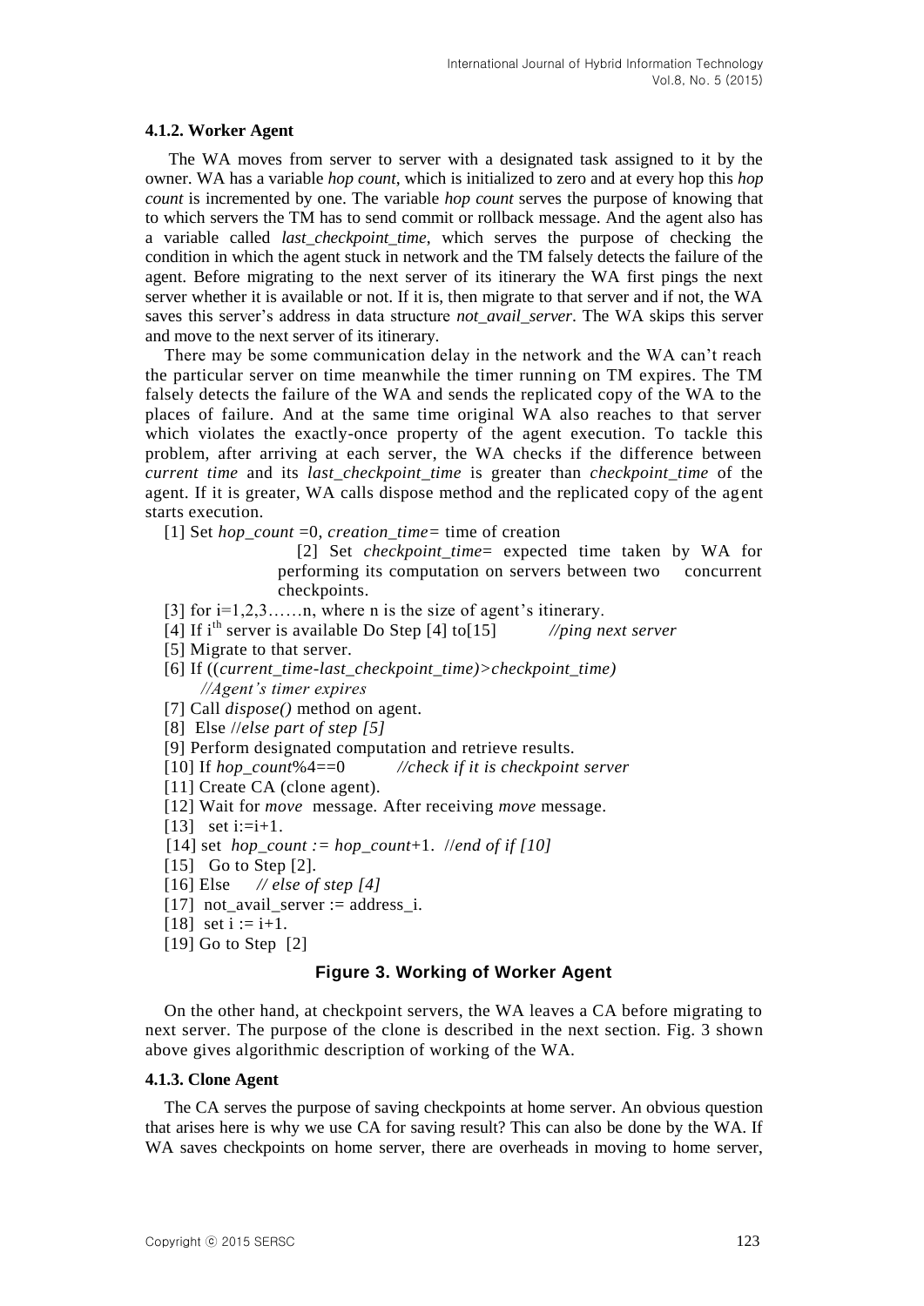#### 4.1.2. Worker Agent

The WA moves from server to server with a designated task assigned to it by the owner. WA has a variable *hop count*, which is initialized to zero and at every hop this *hop count* is incremented by one. The variable *hop count* serves the purpose of knowing that to which servers the TM has to send commit or rollback message. And the agent also has a variable called *last_checkpoint_time*, which serves the purpose of checking the condition in which the agent stuck in network and the TM falsely detects the failure of the agent. Before migrating to the next server of its itinerary the WA first pings the next server whether it is available or not. If it is, then migrate to that server and if not, the WA saves this server's address in data structure *not_avail_server*. The WA skips this server and move to the next server of its itinerary.

There may be some communication delay in the network and the WA can't reach the particular server on time meanwhile the timer running on TM expires. The TM falsely detects the failure of the WA and sends the replicated copy of the WA to the places of failure. And at the same time original WA also reaches to that server which violates the exactly-once property of the agent execution. To tackle this problem, after arriving at each server, the WA checks if the difference between *current time* and its *last_checkpoint_time* is greater than *checkpoint_time* of the agent. If it is greater, WA calls dispose method and the replicated copy of the agent starts execution.

[1] Set *hop_count* =0, *creation_time=* time of creation

[2] Set *checkpoint_time*= expected time taken by WA for performing its computation on servers between two concurrent checkpoints.

[3] for i=1,2,3……n, where n is the size of agent's itinerary.

[4] If i[th] server is available Do Step [4] to[15] *//ping next server*

[5] Migrate to that server.

[6] If ((*current_time-last_checkpoint_time)>checkpoint_time)*
*//Agent's timer expires*

[7] Call *dispose()* method on agent.

[8] Else //*else part of step [5]*

[9] Perform designated computation and retrieve results.

[10] If *hop_count*%4==0 *//check if it is checkpoint server*

[11] Create CA (clone agent).

[12] Wait for *move* message. After receiving *move* message.

[13] set i:=i+1.

[14] set *hop_count := hop_count*+1. //*end of if [10]*

[15] Go to Step [2].

[16] Else *// else of step [4]*

[17] not_avail_server := address_i.

[18] set i := i+1.

[19] Go to Step [2]

**Figure 3. Working of Worker Agent**

On the other hand, at checkpoint servers, the WA leaves a CA before migrating to next server. The purpose of the clone is described in the next section. Fig. 3 shown above gives algorithmic description of working of the WA.

#### 4.1.3. Clone Agent

The CA serves the purpose of saving checkpoints at home server. An obvious question that arises here is why we use CA for saving result? This can also be done by the WA. If WA saves checkpoints on home server, there are overheads in moving to home server,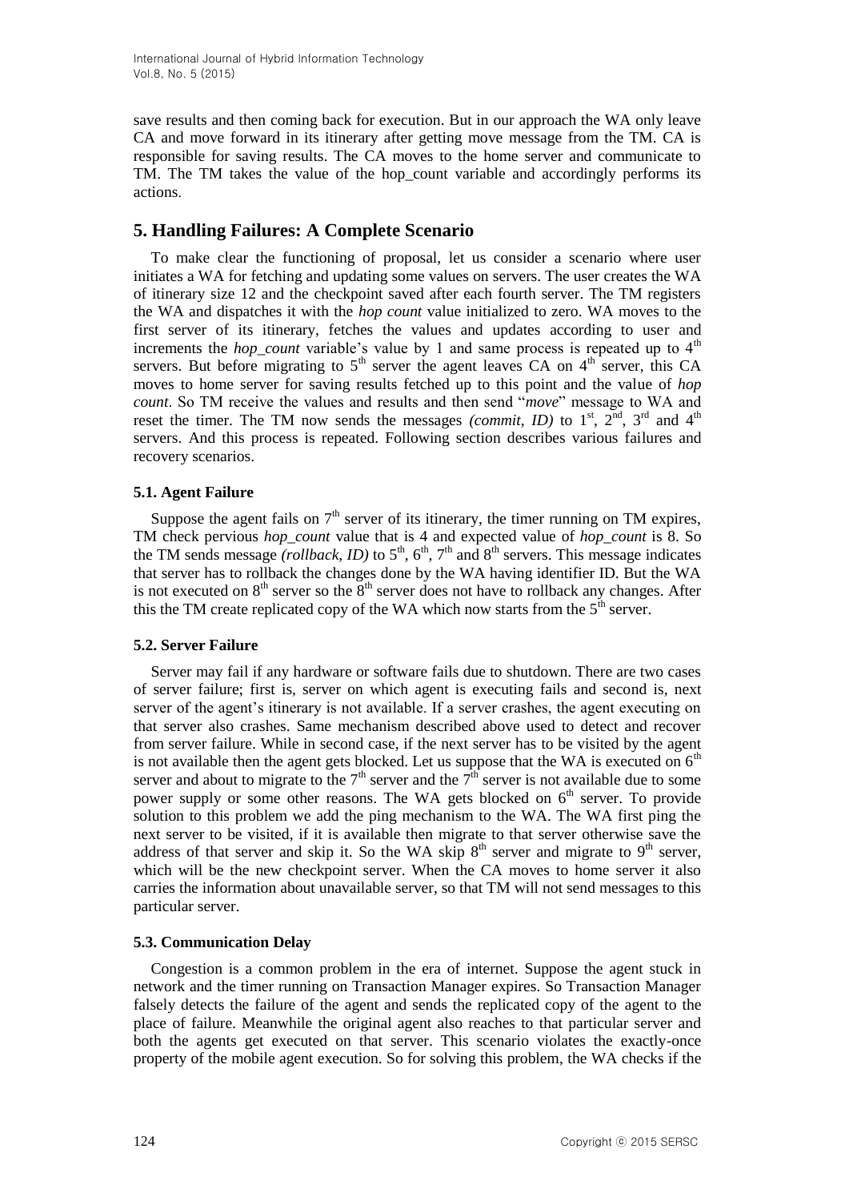save results and then coming back for execution. But in our approach the WA only leave CA and move forward in its itinerary after getting move message from the TM. CA is responsible for saving results. The CA moves to the home server and communicate to TM. The TM takes the value of the hop_count variable and accordingly performs its actions.

## 5. Handling Failures: A Complete Scenario

To make clear the functioning of proposal, let us consider a scenario where user initiates a WA for fetching and updating some values on servers. The user creates the WA of itinerary size 12 and the checkpoint saved after each fourth server. The TM registers the WA and dispatches it with the *hop count* value initialized to zero. WA moves to the first server of its itinerary, fetches the values and updates according to user and increments the *hop_count* variable's value by 1 and same process is repeated up to 4th servers. But before migrating to 5th server the agent leaves CA on 4th server, this CA moves to home server for saving results fetched up to this point and the value of *hop count*. So TM receive the values and results and then send "*move*" message to WA and reset the timer. The TM now sends the messages *(commit, ID)* to 1st, 2nd, 3rd and 4th servers. And this process is repeated. Following section describes various failures and recovery scenarios.

### 5.1. Agent Failure

Suppose the agent fails on 7th server of its itinerary, the timer running on TM expires, TM check pervious *hop_count* value that is 4 and expected value of *hop_count* is 8. So the TM sends message *(rollback, ID)* to 5th, 6th, 7th and 8th servers. This message indicates that server has to rollback the changes done by the WA having identifier ID. But the WA is not executed on 8th server so the 8th server does not have to rollback any changes. After this the TM create replicated copy of the WA which now starts from the 5th server.

### 5.2. Server Failure

Server may fail if any hardware or software fails due to shutdown. There are two cases of server failure; first is, server on which agent is executing fails and second is, next server of the agent's itinerary is not available. If a server crashes, the agent executing on that server also crashes. Same mechanism described above used to detect and recover from server failure. While in second case, if the next server has to be visited by the agent is not available then the agent gets blocked. Let us suppose that the WA is executed on 6th server and about to migrate to the 7th server and the 7th server is not available due to some power supply or some other reasons. The WA gets blocked on 6th server. To provide solution to this problem we add the ping mechanism to the WA. The WA first ping the next server to be visited, if it is available then migrate to that server otherwise save the address of that server and skip it. So the WA skip 8th server and migrate to 9th server, which will be the new checkpoint server. When the CA moves to home server it also carries the information about unavailable server, so that TM will not send messages to this particular server.

### 5.3. Communication Delay

Congestion is a common problem in the era of internet. Suppose the agent stuck in network and the timer running on Transaction Manager expires. So Transaction Manager falsely detects the failure of the agent and sends the replicated copy of the agent to the place of failure. Meanwhile the original agent also reaches to that particular server and both the agents get executed on that server. This scenario violates the exactly-once property of the mobile agent execution. So for solving this problem, the WA checks if the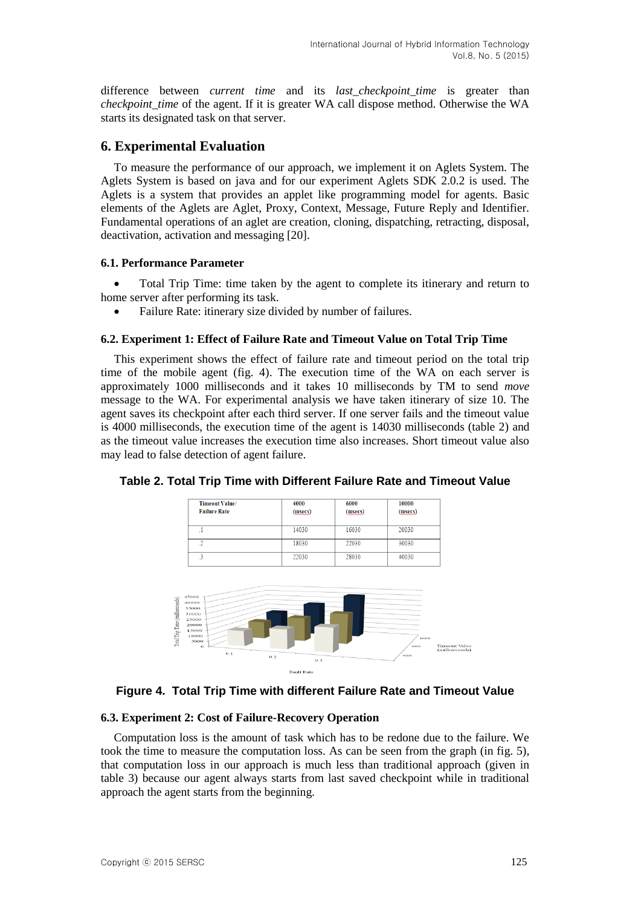difference between *current time* and its *last_checkpoint_time* is greater than *checkpoint_time* of the agent. If it is greater WA call dispose method. Otherwise the WA starts its designated task on that server.

## 6. Experimental Evaluation

To measure the performance of our approach, we implement it on Aglets System. The Aglets System is based on java and for our experiment Aglets SDK 2.0.2 is used. The Aglets is a system that provides an applet like programming model for agents. Basic elements of the Aglets are Aglet, Proxy, Context, Message, Future Reply and Identifier. Fundamental operations of an aglet are creation, cloning, dispatching, retracting, disposal, deactivation, activation and messaging [20].

### 6.1. Performance Parameter

- Total Trip Time: time taken by the agent to complete its itinerary and return to home server after performing its task.
- Failure Rate: itinerary size divided by number of failures.

### 6.2. Experiment 1: Effect of Failure Rate and Timeout Value on Total Trip Time

This experiment shows the effect of failure rate and timeout period on the total trip time of the mobile agent (fig. 4). The execution time of the WA on each server is approximately 1000 milliseconds and it takes 10 milliseconds by TM to send *move* message to the WA. For experimental analysis we have taken itinerary of size 10. The agent saves its checkpoint after each third server. If one server fails and the timeout value is 4000 milliseconds, the execution time of the agent is 14030 milliseconds (table 2) and as the timeout value increases the execution time also increases. Short timeout value also may lead to false detection of agent failure.

**Table 2. Total Trip Time with Different Failure Rate and Timeout Value**

| Timeout Value/ Failure Rate | 4000 (msecs) | 6000 (msecs) | 10000 (msecs) |
|---|---|---|---|
| .1 | 14030 | 16030 | 20030 |
| .2 | 18030 | 22030 | 30030 |
| .3 | 22030 | 28030 | 40030 |

**Figure 4. Total Trip Time with different Failure Rate and Timeout Value**

### 6.3. Experiment 2: Cost of Failure-Recovery Operation

Computation loss is the amount of task which has to be redone due to the failure. We took the time to measure the computation loss. As can be seen from the graph (in fig. 5), that computation loss in our approach is much less than traditional approach (given in table 3) because our agent always starts from last saved checkpoint while in traditional approach the agent starts from the beginning.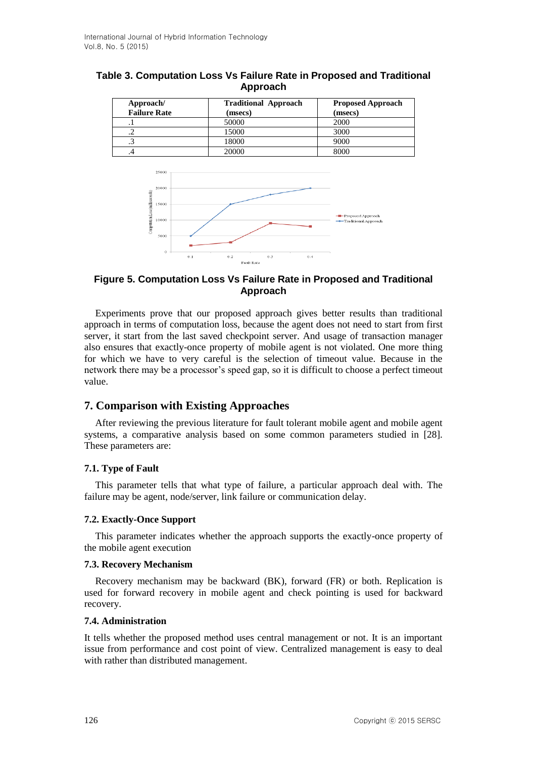**Table 3. Computation Loss Vs Failure Rate in Proposed and Traditional Approach**

| Approach/ Failure Rate | Traditional Approach (msecs) | Proposed Approach (msecs) |
| --- | --- | --- |
| .1 | 50000 | 2000 |
| .2 | 15000 | 3000 |
| .3 | 18000 | 9000 |
| .4 | 20000 | 8000 |

**Figure 5. Computation Loss Vs Failure Rate in Proposed and Traditional Approach**

Experiments prove that our proposed approach gives better results than traditional approach in terms of computation loss, because the agent does not need to start from first server, it start from the last saved checkpoint server. And usage of transaction manager also ensures that exactly-once property of mobile agent is not violated. One more thing for which we have to very careful is the selection of timeout value. Because in the network there may be a processor's speed gap, so it is difficult to choose a perfect timeout value.

## 7. Comparison with Existing Approaches

After reviewing the previous literature for fault tolerant mobile agent and mobile agent systems, a comparative analysis based on some common parameters studied in [28]. These parameters are:

### 7.1. Type of Fault

This parameter tells that what type of failure, a particular approach deal with. The failure may be agent, node/server, link failure or communication delay.

### 7.2. Exactly-Once Support

This parameter indicates whether the approach supports the exactly-once property of the mobile agent execution

### 7.3. Recovery Mechanism

Recovery mechanism may be backward (BK), forward (FR) or both. Replication is used for forward recovery in mobile agent and check pointing is used for backward recovery.

### 7.4. Administration

It tells whether the proposed method uses central management or not. It is an important issue from performance and cost point of view. Centralized management is easy to deal with rather than distributed management.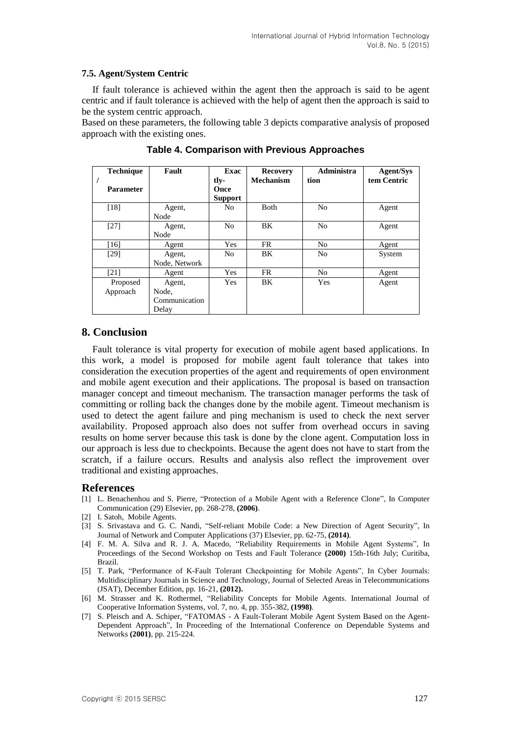### 7.5. Agent/System Centric

If fault tolerance is achieved within the agent then the approach is said to be agent centric and if fault tolerance is achieved with the help of agent then the approach is said to be the system centric approach.

Based on these parameters, the following table 3 depicts comparative analysis of proposed approach with the existing ones.

**Table 4. Comparison with Previous Approaches**

| Technique / Parameter | Fault | Exactly-Once Support | Recovery Mechanism | Administration | Agent/System Centric |
|---|---|---|---|---|---|
| [18] | Agent, Node | No | Both | No | Agent |
| [27] | Agent, Node | No | BK | No | Agent |
| [16] | Agent | Yes | FR | No | Agent |
| [29] | Agent, Node, Network | No | BK | No | System |
| [21] | Agent | Yes | FR | No | Agent |
| Proposed Approach | Agent, Node, Communication Delay | Yes | BK | Yes | Agent |

## 8. Conclusion

Fault tolerance is vital property for execution of mobile agent based applications. In this work, a model is proposed for mobile agent fault tolerance that takes into consideration the execution properties of the agent and requirements of open environment and mobile agent execution and their applications. The proposal is based on transaction manager concept and timeout mechanism. The transaction manager performs the task of committing or rolling back the changes done by the mobile agent. Timeout mechanism is used to detect the agent failure and ping mechanism is used to check the next server availability. Proposed approach also does not suffer from overhead occurs in saving results on home server because this task is done by the clone agent. Computation loss in our approach is less due to checkpoints. Because the agent does not have to start from the scratch, if a failure occurs. Results and analysis also reflect the improvement over traditional and existing approaches.

## References

[1] L. Benachenhou and S. Pierre, "Protection of a Mobile Agent with a Reference Clone", In Computer Communication (29) Elsevier, pp. 268-278, **(2006)**.

[2] I. Satoh, Mobile Agents.

[3] S. Srivastava and G. C. Nandi, "Self-reliant Mobile Code: a New Direction of Agent Security", In Journal of Network and Computer Applications (37) Elsevier, pp. 62-75, **(2014)**.

[4] F. M. A. Silva and R. J. A. Macedo, "Reliability Requirements in Mobile Agent Systems", In Proceedings of the Second Workshop on Tests and Fault Tolerance **(2000)** 15th-16th July; Curitiba, Brazil.

[5] T. Park, "Performance of K-Fault Tolerant Checkpointing for Mobile Agents", In Cyber Journals: Multidisciplinary Journals in Science and Technology, Journal of Selected Areas in Telecommunications (JSAT), December Edition, pp. 16-21, **(2012).**

[6] M. Strasser and K. Rothermel, "Reliability Concepts for Mobile Agents. International Journal of Cooperative Information Systems, vol. 7, no. 4, pp. 355-382, **(1998)**.

[7] S. Pleisch and A. Schiper, "FATOMAS - A Fault-Tolerant Mobile Agent System Based on the Agent-Dependent Approach", In Proceeding of the International Conference on Dependable Systems and Networks **(2001)**, pp. 215-224.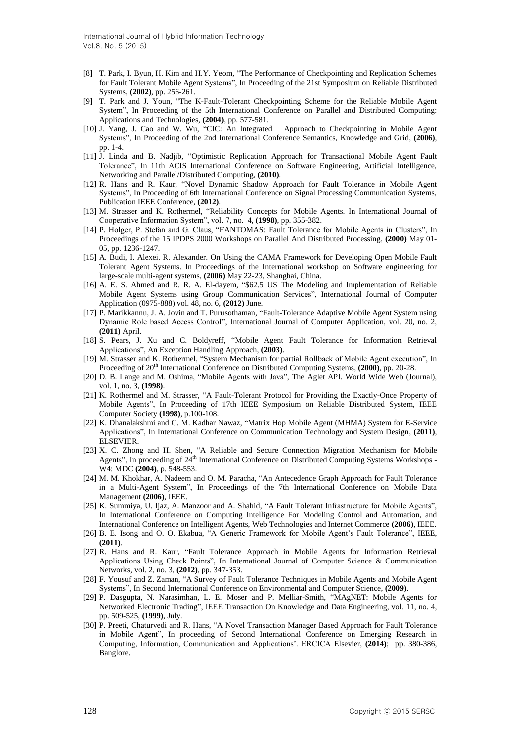[8] T. Park, I. Byun, H. Kim and H.Y. Yeom, "The Performance of Checkpointing and Replication Schemes for Fault Tolerant Mobile Agent Systems", In Proceeding of the 21st Symposium on Reliable Distributed Systems, **(2002)**, pp. 256-261.

[9] T. Park and J. Youn, "The K-Fault-Tolerant Checkpointing Scheme for the Reliable Mobile Agent System", In Proceeding of the 5th International Conference on Parallel and Distributed Computing: Applications and Technologies, **(2004)**, pp. 577-581.

[10] J. Yang, J. Cao and W. Wu, "CIC: An Integrated Approach to Checkpointing in Mobile Agent Systems", In Proceeding of the 2nd International Conference Semantics, Knowledge and Grid, **(2006)**, pp. 1-4.

[11] J. Linda and B. Nadjib, "Optimistic Replication Approach for Transactional Mobile Agent Fault Tolerance", In 11th ACIS International Conference on Software Engineering, Artificial Intelligence, Networking and Parallel/Distributed Computing, **(2010)**.

[12] R. Hans and R. Kaur, "Novel Dynamic Shadow Approach for Fault Tolerance in Mobile Agent Systems", In Proceeding of 6th International Conference on Signal Processing Communication Systems, Publication IEEE Conference, **(2012)**.

[13] M. Strasser and K. Rothermel, "Reliability Concepts for Mobile Agents. In International Journal of Cooperative Information System", vol. 7, no. 4, **(1998)**, pp. 355-382.

[14] P. Holger, P. Stefan and G. Claus, "FANTOMAS: Fault Tolerance for Mobile Agents in Clusters", In Proceedings of the 15 IPDPS 2000 Workshops on Parallel And Distributed Processing, **(2000)** May 01-05, pp. 1236-1247.

[15] A. Budi, I. Alexei. R. Alexander. On Using the CAMA Framework for Developing Open Mobile Fault Tolerant Agent Systems. In Proceedings of the International workshop on Software engineering for large-scale multi-agent systems, **(2006)** May 22-23, Shanghai, China.

[16] A. E. S. Ahmed and R. R. A. El-dayem, "$62.5 US The Modeling and Implementation of Reliable Mobile Agent Systems using Group Communication Services", International Journal of Computer Application (0975-888) vol. 48, no. 6, **(2012)** June.

[17] P. Marikkannu, J. A. Jovin and T. Purusothaman, "Fault-Tolerance Adaptive Mobile Agent System using Dynamic Role based Access Control", International Journal of Computer Application, vol. 20, no. 2, **(2011)** April.

[18] S. Pears, J. Xu and C. Boldyreff, "Mobile Agent Fault Tolerance for Information Retrieval Applications", An Exception Handling Approach, **(2003)**.

[19] M. Strasser and K. Rothermel, "System Mechanism for partial Rollback of Mobile Agent execution", In Proceeding of 20th International Conference on Distributed Computing Systems, **(2000)**, pp. 20-28.

[20] D. B. Lange and M. Oshima, "Mobile Agents with Java", The Aglet API. World Wide Web (Journal), vol. 1, no. 3, **(1998)**.

[21] K. Rothermel and M. Strasser, "A Fault-Tolerant Protocol for Providing the Exactly-Once Property of Mobile Agents", In Proceeding of 17th IEEE Symposium on Reliable Distributed System, IEEE Computer Society **(1998)**, p.100-108.

[22] K. Dhanalakshmi and G. M. Kadhar Nawaz, "Matrix Hop Mobile Agent (MHMA) System for E-Service Applications", In International Conference on Communication Technology and System Design, **(2011)**, ELSEVIER.

[23] X. C. Zhong and H. Shen, "A Reliable and Secure Connection Migration Mechanism for Mobile Agents", In proceeding of 24th International Conference on Distributed Computing Systems Workshops - W4: MDC **(2004)**, p. 548-553.

[24] M. M. Khokhar, A. Nadeem and O. M. Paracha, "An Antecedence Graph Approach for Fault Tolerance in a Multi-Agent System", In Proceedings of the 7th International Conference on Mobile Data Management **(2006)**, IEEE.

[25] K. Summiya, U. Ijaz, A. Manzoor and A. Shahid, "A Fault Tolerant Infrastructure for Mobile Agents", In International Conference on Computing Intelligence For Modeling Control and Automation, and International Conference on Intelligent Agents, Web Technologies and Internet Commerce **(2006)**, IEEE.

[26] B. E. Isong and O. O. Ekabua, "A Generic Framework for Mobile Agent's Fault Tolerance", IEEE, **(2011)**.

[27] R. Hans and R. Kaur, "Fault Tolerance Approach in Mobile Agents for Information Retrieval Applications Using Check Points", In International Journal of Computer Science & Communication Networks, vol. 2, no. 3, **(2012)**, pp. 347-353.

[28] F. Yousuf and Z. Zaman, "A Survey of Fault Tolerance Techniques in Mobile Agents and Mobile Agent Systems", In Second International Conference on Environmental and Computer Science, **(2009)**.

[29] P. Dasgupta, N. Narasimhan, L. E. Moser and P. Melliar-Smith, "MAgNET: Mobile Agents for Networked Electronic Trading", IEEE Transaction On Knowledge and Data Engineering, vol. 11, no. 4, pp. 509-525, **(1999)**, July.

[30] P. Preeti, Chaturvedi and R. Hans, "A Novel Transaction Manager Based Approach for Fault Tolerance in Mobile Agent", In proceeding of Second International Conference on Emerging Research in Computing, Information, Communication and Applications'. ERCICA Elsevier, **(2014)**; pp. 380-386, Banglore.